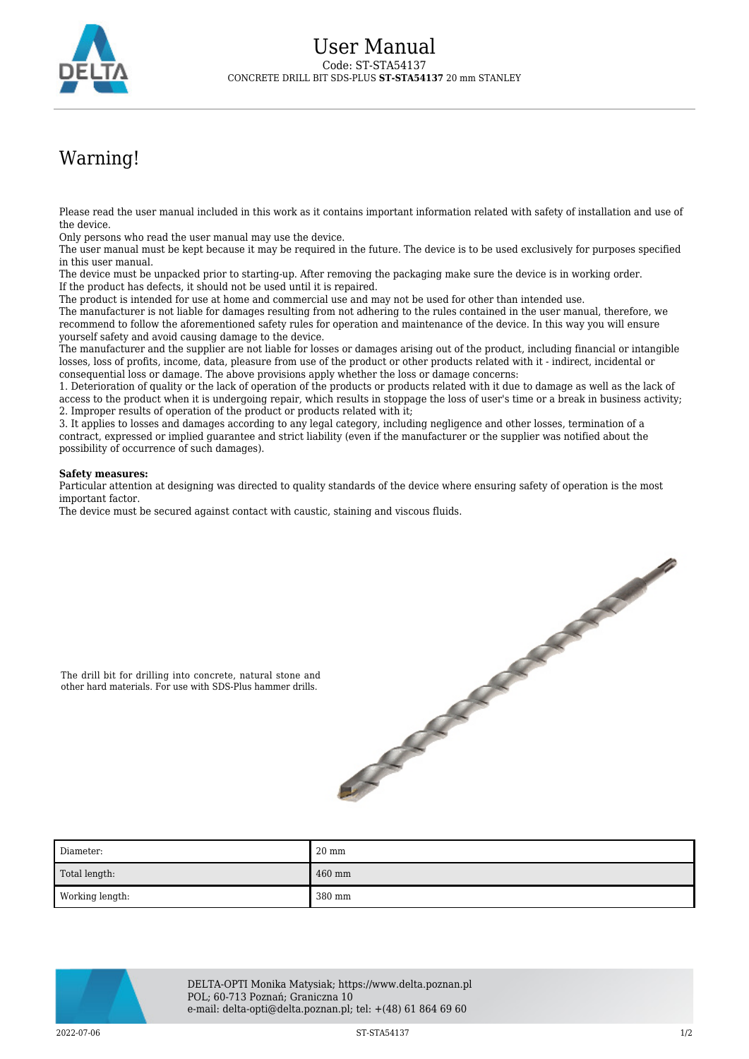# User Manual

Code: ST-STA54137

CONCRETE DRILL BIT SDS-PLUS **ST-STA54137** 20 mm STANLEY

## Warning!

Please read the user manual included in this work as it contains important information related with safety of installation and use of the device.
Only persons who read the user manual may use the device.
The user manual must be kept because it may be required in the future. The device is to be used exclusively for purposes specified in this user manual.
The device must be unpacked prior to starting-up. After removing the packaging make sure the device is in working order.
If the product has defects, it should not be used until it is repaired.
The product is intended for use at home and commercial use and may not be used for other than intended use.
The manufacturer is not liable for damages resulting from not adhering to the rules contained in the user manual, therefore, we recommend to follow the aforementioned safety rules for operation and maintenance of the device. In this way you will ensure yourself safety and avoid causing damage to the device.
The manufacturer and the supplier are not liable for losses or damages arising out of the product, including financial or intangible losses, loss of profits, income, data, pleasure from use of the product or other products related with it - indirect, incidental or consequential loss or damage. The above provisions apply whether the loss or damage concerns:
1. Deterioration of quality or the lack of operation of the products or products related with it due to damage as well as the lack of access to the product when it is undergoing repair, which results in stoppage the loss of user's time or a break in business activity;
2. Improper results of operation of the product or products related with it;
3. It applies to losses and damages according to any legal category, including negligence and other losses, termination of a contract, expressed or implied guarantee and strict liability (even if the manufacturer or the supplier was notified about the possibility of occurrence of such damages).

**Safety measures:**
Particular attention at designing was directed to quality standards of the device where ensuring safety of operation is the most important factor.
The device must be secured against contact with caustic, staining and viscous fluids.

The drill bit for drilling into concrete, natural stone and other hard materials. For use with SDS-Plus hammer drills.

| | |
|---|---|
| Diameter: | 20 mm |
| Total length: | 460 mm |
| Working length: | 380 mm |

DELTA-OPTI Monika Matysiak; https://www.delta.poznan.pl
POL; 60-713 Poznań; Graniczna 10
e-mail: delta-opti@delta.poznan.pl; tel: +(48) 61 864 69 60

2022-07-06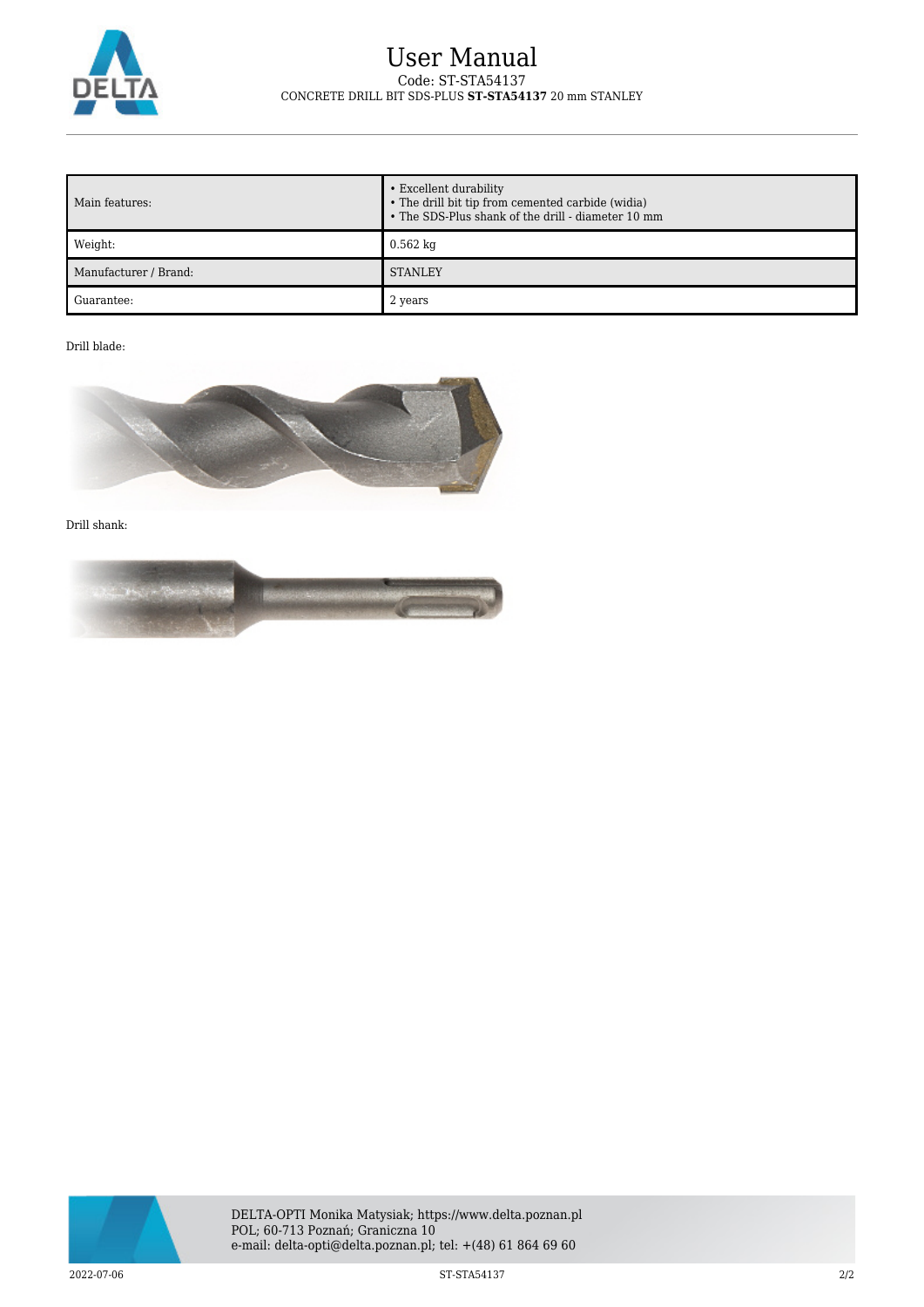# User Manual

Code: ST-STA54137

CONCRETE DRILL BIT SDS-PLUS **ST-STA54137** 20 mm STANLEY

| | |
|---|---|
| Main features: | • Excellent durability<br>• The drill bit tip from cemented carbide (widia)<br>• The SDS-Plus shank of the drill - diameter 10 mm |
| Weight: | 0.562 kg |
| Manufacturer / Brand: | STANLEY |
| Guarantee: | 2 years |

Drill blade:

Drill shank:

DELTA-OPTI Monika Matysiak; https://www.delta.poznan.pl
POL; 60-713 Poznań; Graniczna 10
e-mail: delta-opti@delta.poznan.pl; tel: +(48) 61 864 69 60